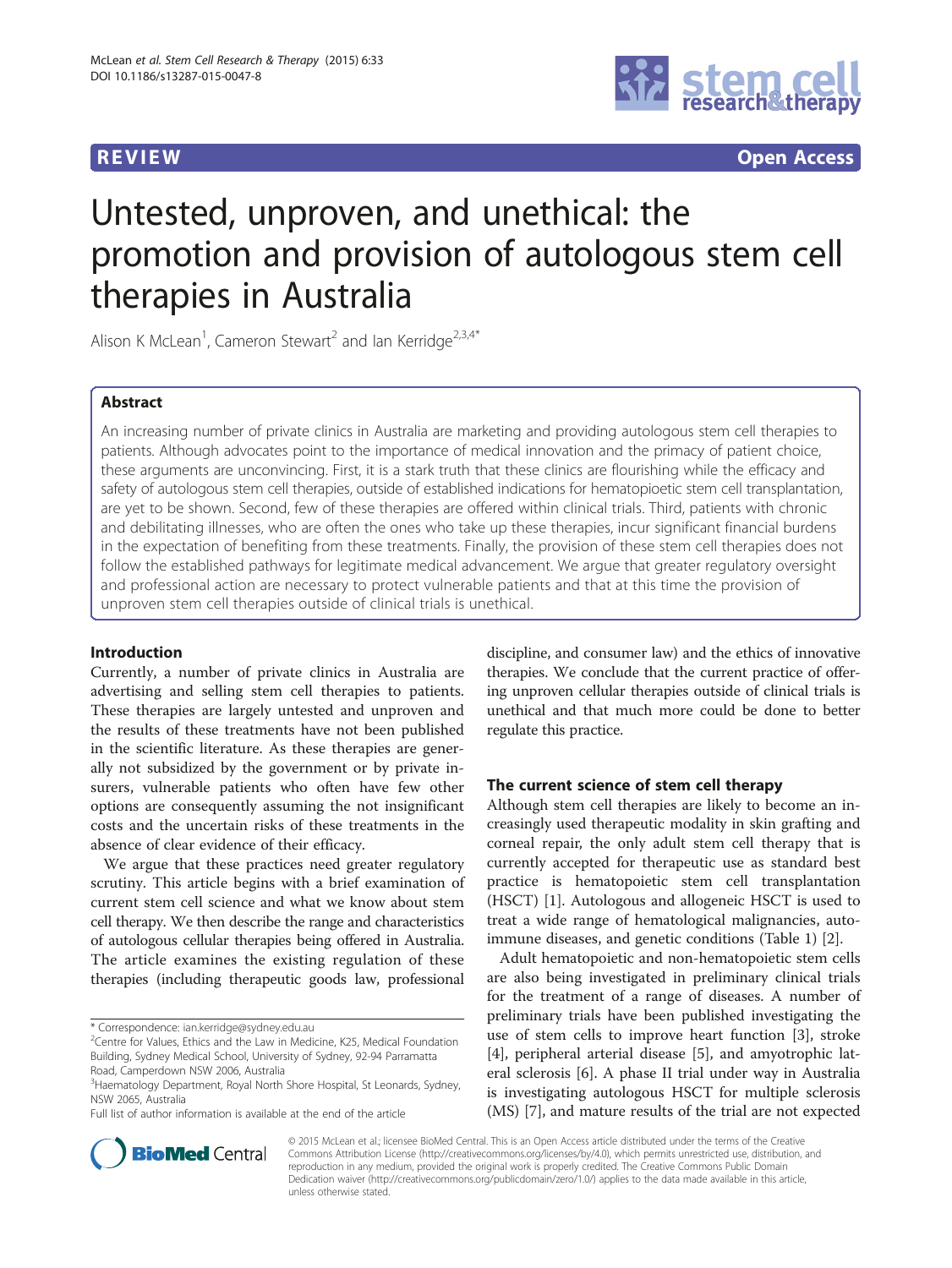**REVIEW** **Open Access**

# Untested, unproven, and unethical: the promotion and provision of autologous stem cell therapies in Australia

Alison K McLean[1], Cameron Stewart[2] and Ian Kerridge[2,3,4*]

## Abstract

An increasing number of private clinics in Australia are marketing and providing autologous stem cell therapies to patients. Although advocates point to the importance of medical innovation and the primacy of patient choice, these arguments are unconvincing. First, it is a stark truth that these clinics are flourishing while the efficacy and safety of autologous stem cell therapies, outside of established indications for hematopioetic stem cell transplantation, are yet to be shown. Second, few of these therapies are offered within clinical trials. Third, patients with chronic and debilitating illnesses, who are often the ones who take up these therapies, incur significant financial burdens in the expectation of benefiting from these treatments. Finally, the provision of these stem cell therapies does not follow the established pathways for legitimate medical advancement. We argue that greater regulatory oversight and professional action are necessary to protect vulnerable patients and that at this time the provision of unproven stem cell therapies outside of clinical trials is unethical.

## Introduction

Currently, a number of private clinics in Australia are advertising and selling stem cell therapies to patients. These therapies are largely untested and unproven and the results of these treatments have not been published in the scientific literature. As these therapies are generally not subsidized by the government or by private insurers, vulnerable patients who often have few other options are consequently assuming the not insignificant costs and the uncertain risks of these treatments in the absence of clear evidence of their efficacy.

We argue that these practices need greater regulatory scrutiny. This article begins with a brief examination of current stem cell science and what we know about stem cell therapy. We then describe the range and characteristics of autologous cellular therapies being offered in Australia. The article examines the existing regulation of these therapies (including therapeutic goods law, professional discipline, and consumer law) and the ethics of innovative therapies. We conclude that the current practice of offering unproven cellular therapies outside of clinical trials is unethical and that much more could be done to better regulate this practice.

## The current science of stem cell therapy

Although stem cell therapies are likely to become an increasingly used therapeutic modality in skin grafting and corneal repair, the only adult stem cell therapy that is currently accepted for therapeutic use as standard best practice is hematopoietic stem cell transplantation (HSCT) [1]. Autologous and allogeneic HSCT is used to treat a wide range of hematological malignancies, autoimmune diseases, and genetic conditions (Table 1) [2].

Adult hematopoietic and non-hematopoietic stem cells are also being investigated in preliminary clinical trials for the treatment of a range of diseases. A number of preliminary trials have been published investigating the use of stem cells to improve heart function [3], stroke [4], peripheral arterial disease [5], and amyotrophic lateral sclerosis [6]. A phase II trial under way in Australia is investigating autologous HSCT for multiple sclerosis (MS) [7], and mature results of the trial are not expected

\* Correspondence: ian.kerridge@sydney.edu.au

[2]Centre for Values, Ethics and the Law in Medicine, K25, Medical Foundation Building, Sydney Medical School, University of Sydney, 92-94 Parramatta Road, Camperdown NSW 2006, Australia

[3]Haematology Department, Royal North Shore Hospital, St Leonards, Sydney, NSW 2065, Australia

Full list of author information is available at the end of the article

© 2015 McLean et al.; licensee BioMed Central. This is an Open Access article distributed under the terms of the Creative Commons Attribution License (http://creativecommons.org/licenses/by/4.0), which permits unrestricted use, distribution, and reproduction in any medium, provided the original work is properly credited. The Creative Commons Public Domain Dedication waiver (http://creativecommons.org/publicdomain/zero/1.0/) applies to the data made available in this article, unless otherwise stated.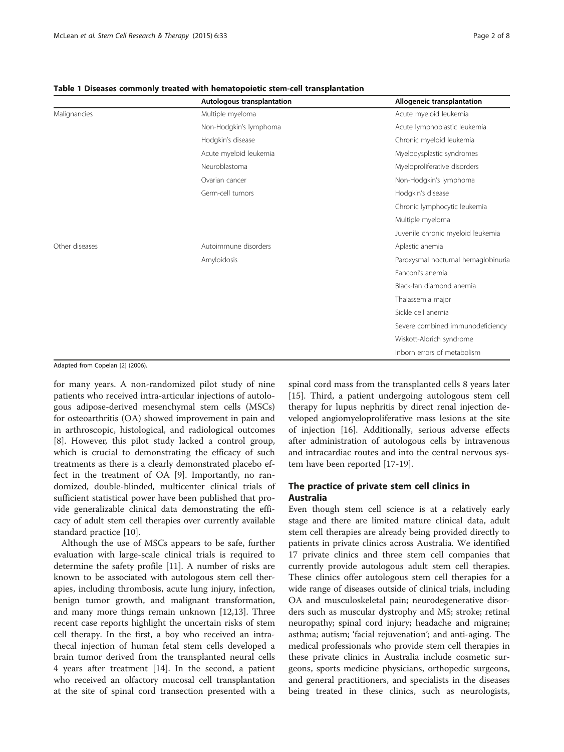**Table 1 Diseases commonly treated with hematopoietic stem-cell transplantation**

| | Autologous transplantation | Allogeneic transplantation |
|---|---|---|
| Malignancies | Multiple myeloma | Acute myeloid leukemia |
| | Non-Hodgkin's lymphoma | Acute lymphoblastic leukemia |
| | Hodgkin's disease | Chronic myeloid leukemia |
| | Acute myeloid leukemia | Myelodysplastic syndromes |
| | Neuroblastoma | Myeloproliferative disorders |
| | Ovarian cancer | Non-Hodgkin's lymphoma |
| | Germ-cell tumors | Hodgkin's disease |
| | | Chronic lymphocytic leukemia |
| | | Multiple myeloma |
| | | Juvenile chronic myeloid leukemia |
| Other diseases | Autoimmune disorders | Aplastic anemia |
| | Amyloidosis | Paroxysmal nocturnal hemaglobinuria |
| | | Fanconi's anemia |
| | | Black-fan diamond anemia |
| | | Thalassemia major |
| | | Sickle cell anemia |
| | | Severe combined immunodeficiency |
| | | Wiskott-Aldrich syndrome |
| | | Inborn errors of metabolism |

Adapted from Copelan [2] (2006).

for many years. A non-randomized pilot study of nine patients who received intra-articular injections of autologous adipose-derived mesenchymal stem cells (MSCs) for osteoarthritis (OA) showed improvement in pain and in arthroscopic, histological, and radiological outcomes [8]. However, this pilot study lacked a control group, which is crucial to demonstrating the efficacy of such treatments as there is a clearly demonstrated placebo effect in the treatment of OA [9]. Importantly, no randomized, double-blinded, multicenter clinical trials of sufficient statistical power have been published that provide generalizable clinical data demonstrating the efficacy of adult stem cell therapies over currently available standard practice [10].

Although the use of MSCs appears to be safe, further evaluation with large-scale clinical trials is required to determine the safety profile [11]. A number of risks are known to be associated with autologous stem cell therapies, including thrombosis, acute lung injury, infection, benign tumor growth, and malignant transformation, and many more things remain unknown [12,13]. Three recent case reports highlight the uncertain risks of stem cell therapy. In the first, a boy who received an intrathecal injection of human fetal stem cells developed a brain tumor derived from the transplanted neural cells 4 years after treatment [14]. In the second, a patient who received an olfactory mucosal cell transplantation at the site of spinal cord transection presented with a spinal cord mass from the transplanted cells 8 years later [15]. Third, a patient undergoing autologous stem cell therapy for lupus nephritis by direct renal injection developed angiomyeloproliferative mass lesions at the site of injection [16]. Additionally, serious adverse effects after administration of autologous cells by intravenous and intracardiac routes and into the central nervous system have been reported [17-19].

## The practice of private stem cell clinics in Australia

Even though stem cell science is at a relatively early stage and there are limited mature clinical data, adult stem cell therapies are already being provided directly to patients in private clinics across Australia. We identified 17 private clinics and three stem cell companies that currently provide autologous adult stem cell therapies. These clinics offer autologous stem cell therapies for a wide range of diseases outside of clinical trials, including OA and musculoskeletal pain; neurodegenerative disorders such as muscular dystrophy and MS; stroke; retinal neuropathy; spinal cord injury; headache and migraine; asthma; autism; 'facial rejuvenation'; and anti-aging. The medical professionals who provide stem cell therapies in these private clinics in Australia include cosmetic surgeons, sports medicine physicians, orthopedic surgeons, and general practitioners, and specialists in the diseases being treated in these clinics, such as neurologists,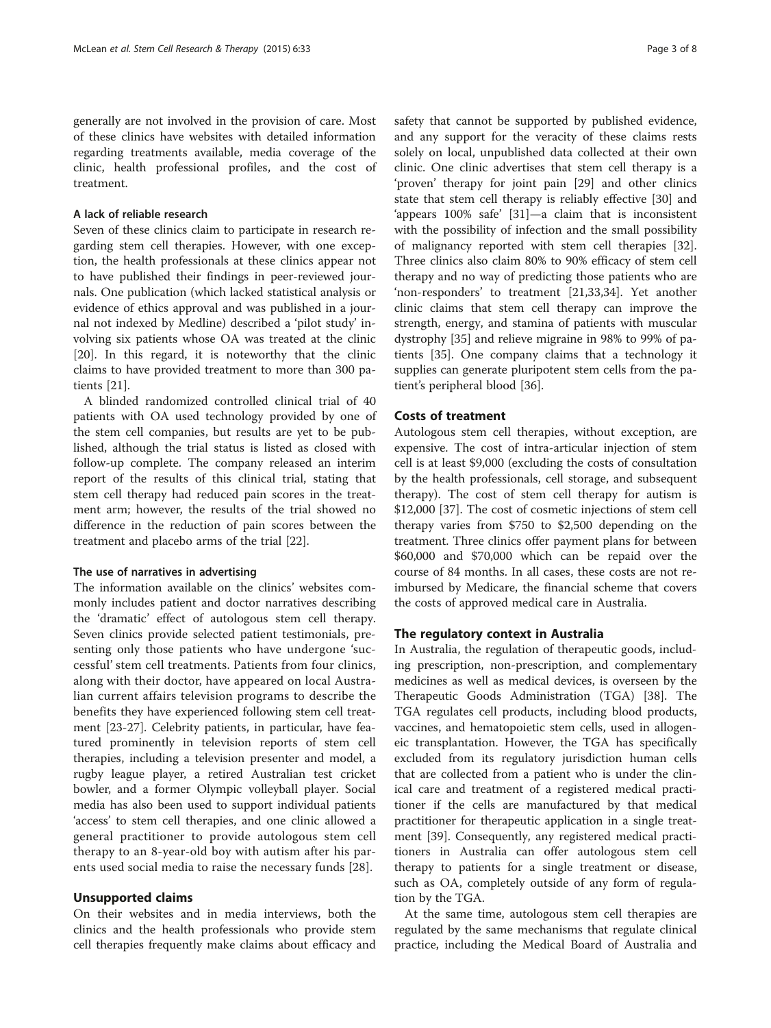generally are not involved in the provision of care. Most of these clinics have websites with detailed information regarding treatments available, media coverage of the clinic, health professional profiles, and the cost of treatment.

#### A lack of reliable research

Seven of these clinics claim to participate in research regarding stem cell therapies. However, with one exception, the health professionals at these clinics appear not to have published their findings in peer-reviewed journals. One publication (which lacked statistical analysis or evidence of ethics approval and was published in a journal not indexed by Medline) described a 'pilot study' involving six patients whose OA was treated at the clinic [20]. In this regard, it is noteworthy that the clinic claims to have provided treatment to more than 300 patients [21].

A blinded randomized controlled clinical trial of 40 patients with OA used technology provided by one of the stem cell companies, but results are yet to be published, although the trial status is listed as closed with follow-up complete. The company released an interim report of the results of this clinical trial, stating that stem cell therapy had reduced pain scores in the treatment arm; however, the results of the trial showed no difference in the reduction of pain scores between the treatment and placebo arms of the trial [22].

#### The use of narratives in advertising

The information available on the clinics' websites commonly includes patient and doctor narratives describing the 'dramatic' effect of autologous stem cell therapy. Seven clinics provide selected patient testimonials, presenting only those patients who have undergone 'successful' stem cell treatments. Patients from four clinics, along with their doctor, have appeared on local Australian current affairs television programs to describe the benefits they have experienced following stem cell treatment [23-27]. Celebrity patients, in particular, have featured prominently in television reports of stem cell therapies, including a television presenter and model, a rugby league player, a retired Australian test cricket bowler, and a former Olympic volleyball player. Social media has also been used to support individual patients 'access' to stem cell therapies, and one clinic allowed a general practitioner to provide autologous stem cell therapy to an 8-year-old boy with autism after his parents used social media to raise the necessary funds [28].

### Unsupported claims

On their websites and in media interviews, both the clinics and the health professionals who provide stem cell therapies frequently make claims about efficacy and safety that cannot be supported by published evidence, and any support for the veracity of these claims rests solely on local, unpublished data collected at their own clinic. One clinic advertises that stem cell therapy is a 'proven' therapy for joint pain [29] and other clinics state that stem cell therapy is reliably effective [30] and 'appears 100% safe' [31]—a claim that is inconsistent with the possibility of infection and the small possibility of malignancy reported with stem cell therapies [32]. Three clinics also claim 80% to 90% efficacy of stem cell therapy and no way of predicting those patients who are 'non-responders' to treatment [21,33,34]. Yet another clinic claims that stem cell therapy can improve the strength, energy, and stamina of patients with muscular dystrophy [35] and relieve migraine in 98% to 99% of patients [35]. One company claims that a technology it supplies can generate pluripotent stem cells from the patient's peripheral blood [36].

### Costs of treatment

Autologous stem cell therapies, without exception, are expensive. The cost of intra-articular injection of stem cell is at least $9,000 (excluding the costs of consultation by the health professionals, cell storage, and subsequent therapy). The cost of stem cell therapy for autism is $12,000 [37]. The cost of cosmetic injections of stem cell therapy varies from $750 to $2,500 depending on the treatment. Three clinics offer payment plans for between $60,000 and $70,000 which can be repaid over the course of 84 months. In all cases, these costs are not reimbursed by Medicare, the financial scheme that covers the costs of approved medical care in Australia.

### The regulatory context in Australia

In Australia, the regulation of therapeutic goods, including prescription, non-prescription, and complementary medicines as well as medical devices, is overseen by the Therapeutic Goods Administration (TGA) [38]. The TGA regulates cell products, including blood products, vaccines, and hematopoietic stem cells, used in allogeneic transplantation. However, the TGA has specifically excluded from its regulatory jurisdiction human cells that are collected from a patient who is under the clinical care and treatment of a registered medical practitioner if the cells are manufactured by that medical practitioner for therapeutic application in a single treatment [39]. Consequently, any registered medical practitioners in Australia can offer autologous stem cell therapy to patients for a single treatment or disease, such as OA, completely outside of any form of regulation by the TGA.

At the same time, autologous stem cell therapies are regulated by the same mechanisms that regulate clinical practice, including the Medical Board of Australia and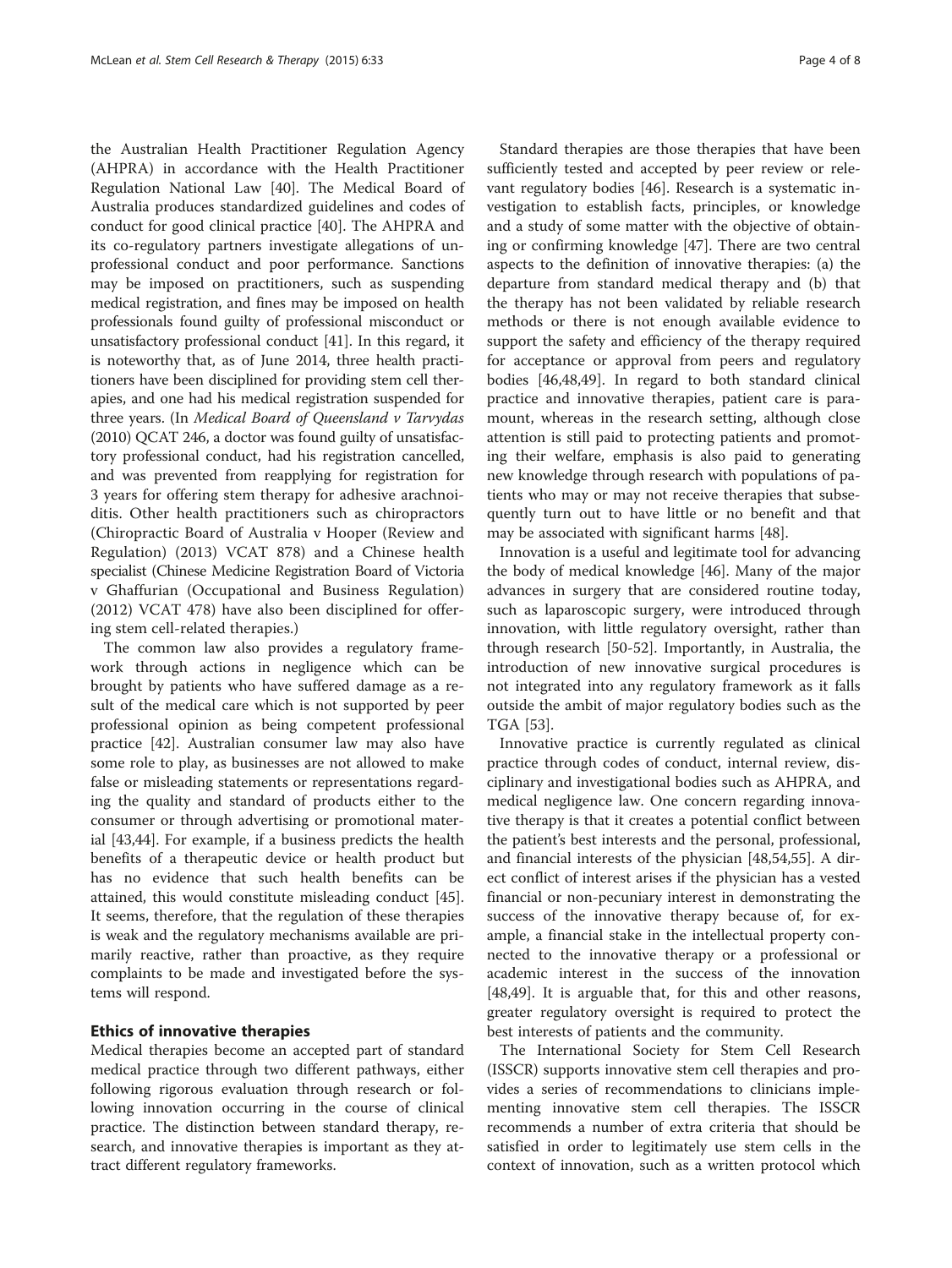the Australian Health Practitioner Regulation Agency (AHPRA) in accordance with the Health Practitioner Regulation National Law [40]. The Medical Board of Australia produces standardized guidelines and codes of conduct for good clinical practice [40]. The AHPRA and its co-regulatory partners investigate allegations of unprofessional conduct and poor performance. Sanctions may be imposed on practitioners, such as suspending medical registration, and fines may be imposed on health professionals found guilty of professional misconduct or unsatisfactory professional conduct [41]. In this regard, it is noteworthy that, as of June 2014, three health practitioners have been disciplined for providing stem cell therapies, and one had his medical registration suspended for three years. (In *Medical Board of Queensland v Tarvydas* (2010) QCAT 246, a doctor was found guilty of unsatisfactory professional conduct, had his registration cancelled, and was prevented from reapplying for registration for 3 years for offering stem therapy for adhesive arachnoiditis. Other health practitioners such as chiropractors (Chiropractic Board of Australia v Hooper (Review and Regulation) (2013) VCAT 878) and a Chinese health specialist (Chinese Medicine Registration Board of Victoria v Ghaffurian (Occupational and Business Regulation) (2012) VCAT 478) have also been disciplined for offering stem cell-related therapies.)

The common law also provides a regulatory framework through actions in negligence which can be brought by patients who have suffered damage as a result of the medical care which is not supported by peer professional opinion as being competent professional practice [42]. Australian consumer law may also have some role to play, as businesses are not allowed to make false or misleading statements or representations regarding the quality and standard of products either to the consumer or through advertising or promotional material [43,44]. For example, if a business predicts the health benefits of a therapeutic device or health product but has no evidence that such health benefits can be attained, this would constitute misleading conduct [45]. It seems, therefore, that the regulation of these therapies is weak and the regulatory mechanisms available are primarily reactive, rather than proactive, as they require complaints to be made and investigated before the systems will respond.

## Ethics of innovative therapies

Medical therapies become an accepted part of standard medical practice through two different pathways, either following rigorous evaluation through research or following innovation occurring in the course of clinical practice. The distinction between standard therapy, research, and innovative therapies is important as they attract different regulatory frameworks.

Standard therapies are those therapies that have been sufficiently tested and accepted by peer review or relevant regulatory bodies [46]. Research is a systematic investigation to establish facts, principles, or knowledge and a study of some matter with the objective of obtaining or confirming knowledge [47]. There are two central aspects to the definition of innovative therapies: (a) the departure from standard medical therapy and (b) that the therapy has not been validated by reliable research methods or there is not enough available evidence to support the safety and efficiency of the therapy required for acceptance or approval from peers and regulatory bodies [46,48,49]. In regard to both standard clinical practice and innovative therapies, patient care is paramount, whereas in the research setting, although close attention is still paid to protecting patients and promoting their welfare, emphasis is also paid to generating new knowledge through research with populations of patients who may or may not receive therapies that subsequently turn out to have little or no benefit and that may be associated with significant harms [48].

Innovation is a useful and legitimate tool for advancing the body of medical knowledge [46]. Many of the major advances in surgery that are considered routine today, such as laparoscopic surgery, were introduced through innovation, with little regulatory oversight, rather than through research [50-52]. Importantly, in Australia, the introduction of new innovative surgical procedures is not integrated into any regulatory framework as it falls outside the ambit of major regulatory bodies such as the TGA [53].

Innovative practice is currently regulated as clinical practice through codes of conduct, internal review, disciplinary and investigational bodies such as AHPRA, and medical negligence law. One concern regarding innovative therapy is that it creates a potential conflict between the patient's best interests and the personal, professional, and financial interests of the physician [48,54,55]. A direct conflict of interest arises if the physician has a vested financial or non-pecuniary interest in demonstrating the success of the innovative therapy because of, for example, a financial stake in the intellectual property connected to the innovative therapy or a professional or academic interest in the success of the innovation [48,49]. It is arguable that, for this and other reasons, greater regulatory oversight is required to protect the best interests of patients and the community.

The International Society for Stem Cell Research (ISSCR) supports innovative stem cell therapies and provides a series of recommendations to clinicians implementing innovative stem cell therapies. The ISSCR recommends a number of extra criteria that should be satisfied in order to legitimately use stem cells in the context of innovation, such as a written protocol which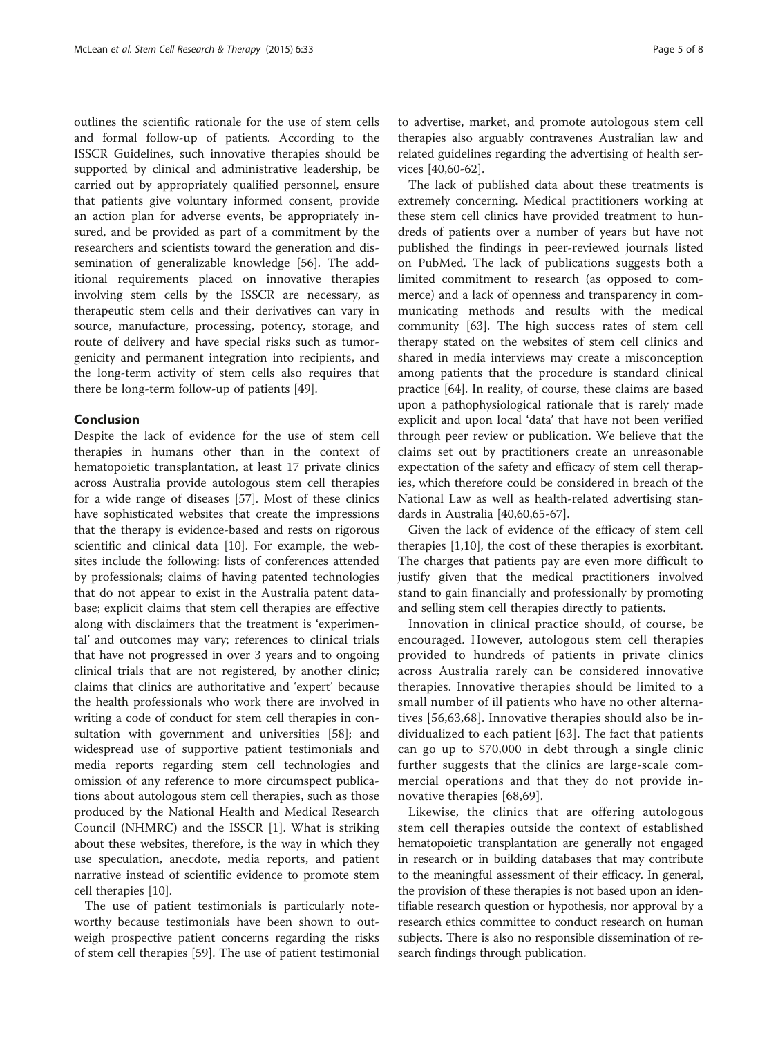outlines the scientific rationale for the use of stem cells and formal follow-up of patients. According to the ISSCR Guidelines, such innovative therapies should be supported by clinical and administrative leadership, be carried out by appropriately qualified personnel, ensure that patients give voluntary informed consent, provide an action plan for adverse events, be appropriately insured, and be provided as part of a commitment by the researchers and scientists toward the generation and dissemination of generalizable knowledge [56]. The additional requirements placed on innovative therapies involving stem cells by the ISSCR are necessary, as therapeutic stem cells and their derivatives can vary in source, manufacture, processing, potency, storage, and route of delivery and have special risks such as tumorgenicity and permanent integration into recipients, and the long-term activity of stem cells also requires that there be long-term follow-up of patients [49].

## Conclusion

Despite the lack of evidence for the use of stem cell therapies in humans other than in the context of hematopoietic transplantation, at least 17 private clinics across Australia provide autologous stem cell therapies for a wide range of diseases [57]. Most of these clinics have sophisticated websites that create the impressions that the therapy is evidence-based and rests on rigorous scientific and clinical data [10]. For example, the websites include the following: lists of conferences attended by professionals; claims of having patented technologies that do not appear to exist in the Australia patent database; explicit claims that stem cell therapies are effective along with disclaimers that the treatment is 'experimental' and outcomes may vary; references to clinical trials that have not progressed in over 3 years and to ongoing clinical trials that are not registered, by another clinic; claims that clinics are authoritative and 'expert' because the health professionals who work there are involved in writing a code of conduct for stem cell therapies in consultation with government and universities [58]; and widespread use of supportive patient testimonials and media reports regarding stem cell technologies and omission of any reference to more circumspect publications about autologous stem cell therapies, such as those produced by the National Health and Medical Research Council (NHMRC) and the ISSCR [1]. What is striking about these websites, therefore, is the way in which they use speculation, anecdote, media reports, and patient narrative instead of scientific evidence to promote stem cell therapies [10].

The use of patient testimonials is particularly noteworthy because testimonials have been shown to outweigh prospective patient concerns regarding the risks of stem cell therapies [59]. The use of patient testimonial to advertise, market, and promote autologous stem cell therapies also arguably contravenes Australian law and related guidelines regarding the advertising of health services [40,60-62].

The lack of published data about these treatments is extremely concerning. Medical practitioners working at these stem cell clinics have provided treatment to hundreds of patients over a number of years but have not published the findings in peer-reviewed journals listed on PubMed. The lack of publications suggests both a limited commitment to research (as opposed to commerce) and a lack of openness and transparency in communicating methods and results with the medical community [63]. The high success rates of stem cell therapy stated on the websites of stem cell clinics and shared in media interviews may create a misconception among patients that the procedure is standard clinical practice [64]. In reality, of course, these claims are based upon a pathophysiological rationale that is rarely made explicit and upon local 'data' that have not been verified through peer review or publication. We believe that the claims set out by practitioners create an unreasonable expectation of the safety and efficacy of stem cell therapies, which therefore could be considered in breach of the National Law as well as health-related advertising standards in Australia [40,60,65-67].

Given the lack of evidence of the efficacy of stem cell therapies [1,10], the cost of these therapies is exorbitant. The charges that patients pay are even more difficult to justify given that the medical practitioners involved stand to gain financially and professionally by promoting and selling stem cell therapies directly to patients.

Innovation in clinical practice should, of course, be encouraged. However, autologous stem cell therapies provided to hundreds of patients in private clinics across Australia rarely can be considered innovative therapies. Innovative therapies should be limited to a small number of ill patients who have no other alternatives [56,63,68]. Innovative therapies should also be individualized to each patient [63]. The fact that patients can go up to $70,000 in debt through a single clinic further suggests that the clinics are large-scale commercial operations and that they do not provide innovative therapies [68,69].

Likewise, the clinics that are offering autologous stem cell therapies outside the context of established hematopoietic transplantation are generally not engaged in research or in building databases that may contribute to the meaningful assessment of their efficacy. In general, the provision of these therapies is not based upon an identifiable research question or hypothesis, nor approval by a research ethics committee to conduct research on human subjects. There is also no responsible dissemination of research findings through publication.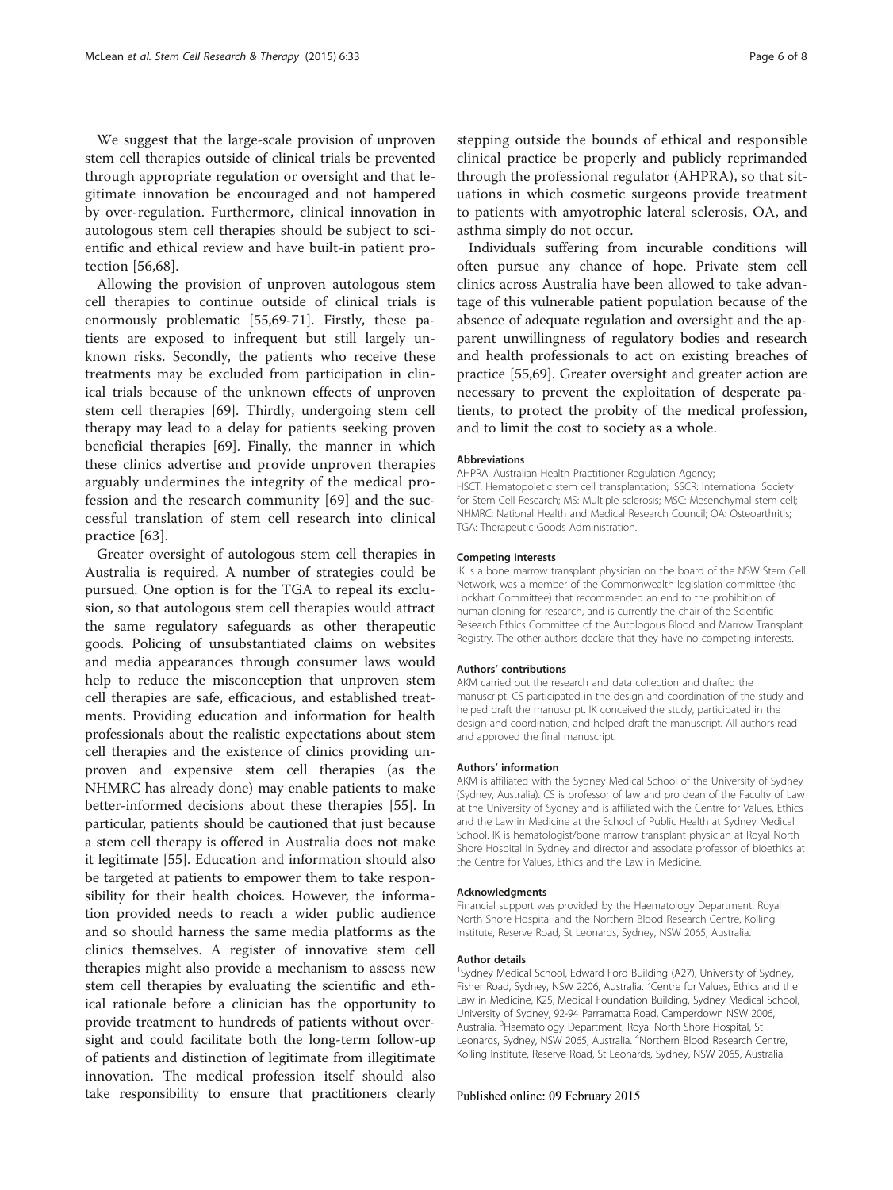We suggest that the large-scale provision of unproven stem cell therapies outside of clinical trials be prevented through appropriate regulation or oversight and that legitimate innovation be encouraged and not hampered by over-regulation. Furthermore, clinical innovation in autologous stem cell therapies should be subject to scientific and ethical review and have built-in patient protection [56,68].

Allowing the provision of unproven autologous stem cell therapies to continue outside of clinical trials is enormously problematic [55,69-71]. Firstly, these patients are exposed to infrequent but still largely unknown risks. Secondly, the patients who receive these treatments may be excluded from participation in clinical trials because of the unknown effects of unproven stem cell therapies [69]. Thirdly, undergoing stem cell therapy may lead to a delay for patients seeking proven beneficial therapies [69]. Finally, the manner in which these clinics advertise and provide unproven therapies arguably undermines the integrity of the medical profession and the research community [69] and the successful translation of stem cell research into clinical practice [63].

Greater oversight of autologous stem cell therapies in Australia is required. A number of strategies could be pursued. One option is for the TGA to repeal its exclusion, so that autologous stem cell therapies would attract the same regulatory safeguards as other therapeutic goods. Policing of unsubstantiated claims on websites and media appearances through consumer laws would help to reduce the misconception that unproven stem cell therapies are safe, efficacious, and established treatments. Providing education and information for health professionals about the realistic expectations about stem cell therapies and the existence of clinics providing unproven and expensive stem cell therapies (as the NHMRC has already done) may enable patients to make better-informed decisions about these therapies [55]. In particular, patients should be cautioned that just because a stem cell therapy is offered in Australia does not make it legitimate [55]. Education and information should also be targeted at patients to empower them to take responsibility for their health choices. However, the information provided needs to reach a wider public audience and so should harness the same media platforms as the clinics themselves. A register of innovative stem cell therapies might also provide a mechanism to assess new stem cell therapies by evaluating the scientific and ethical rationale before a clinician has the opportunity to provide treatment to hundreds of patients without oversight and could facilitate both the long-term follow-up of patients and distinction of legitimate from illegitimate innovation. The medical profession itself should also take responsibility to ensure that practitioners clearly stepping outside the bounds of ethical and responsible clinical practice be properly and publicly reprimanded through the professional regulator (AHPRA), so that situations in which cosmetic surgeons provide treatment to patients with amyotrophic lateral sclerosis, OA, and asthma simply do not occur.

Individuals suffering from incurable conditions will often pursue any chance of hope. Private stem cell clinics across Australia have been allowed to take advantage of this vulnerable patient population because of the absence of adequate regulation and oversight and the apparent unwillingness of regulatory bodies and research and health professionals to act on existing breaches of practice [55,69]. Greater oversight and greater action are necessary to prevent the exploitation of desperate patients, to protect the probity of the medical profession, and to limit the cost to society as a whole.

#### Abbreviations

AHPRA: Australian Health Practitioner Regulation Agency; HSCT: Hematopoietic stem cell transplantation; ISSCR: International Society for Stem Cell Research; MS: Multiple sclerosis; MSC: Mesenchymal stem cell; NHMRC: National Health and Medical Research Council; OA: Osteoarthritis; TGA: Therapeutic Goods Administration.

#### Competing interests

IK is a bone marrow transplant physician on the board of the NSW Stem Cell Network, was a member of the Commonwealth legislation committee (the Lockhart Committee) that recommended an end to the prohibition of human cloning for research, and is currently the chair of the Scientific Research Ethics Committee of the Autologous Blood and Marrow Transplant Registry. The other authors declare that they have no competing interests.

#### Authors' contributions

AKM carried out the research and data collection and drafted the manuscript. CS participated in the design and coordination of the study and helped draft the manuscript. IK conceived the study, participated in the design and coordination, and helped draft the manuscript. All authors read and approved the final manuscript.

#### Authors' information

AKM is affiliated with the Sydney Medical School of the University of Sydney (Sydney, Australia). CS is professor of law and pro dean of the Faculty of Law at the University of Sydney and is affiliated with the Centre for Values, Ethics and the Law in Medicine at the School of Public Health at Sydney Medical School. IK is hematologist/bone marrow transplant physician at Royal North Shore Hospital in Sydney and director and associate professor of bioethics at the Centre for Values, Ethics and the Law in Medicine.

#### Acknowledgments

Financial support was provided by the Haematology Department, Royal North Shore Hospital and the Northern Blood Research Centre, Kolling Institute, Reserve Road, St Leonards, Sydney, NSW 2065, Australia.

#### Author details

[1]Sydney Medical School, Edward Ford Building (A27), University of Sydney, Fisher Road, Sydney, NSW 2206, Australia. [2]Centre for Values, Ethics and the Law in Medicine, K25, Medical Foundation Building, Sydney Medical School, University of Sydney, 92-94 Parramatta Road, Camperdown NSW 2006, Australia. [3]Haematology Department, Royal North Shore Hospital, St Leonards, Sydney, NSW 2065, Australia. [4]Northern Blood Research Centre, Kolling Institute, Reserve Road, St Leonards, Sydney, NSW 2065, Australia.

Published online: 09 February 2015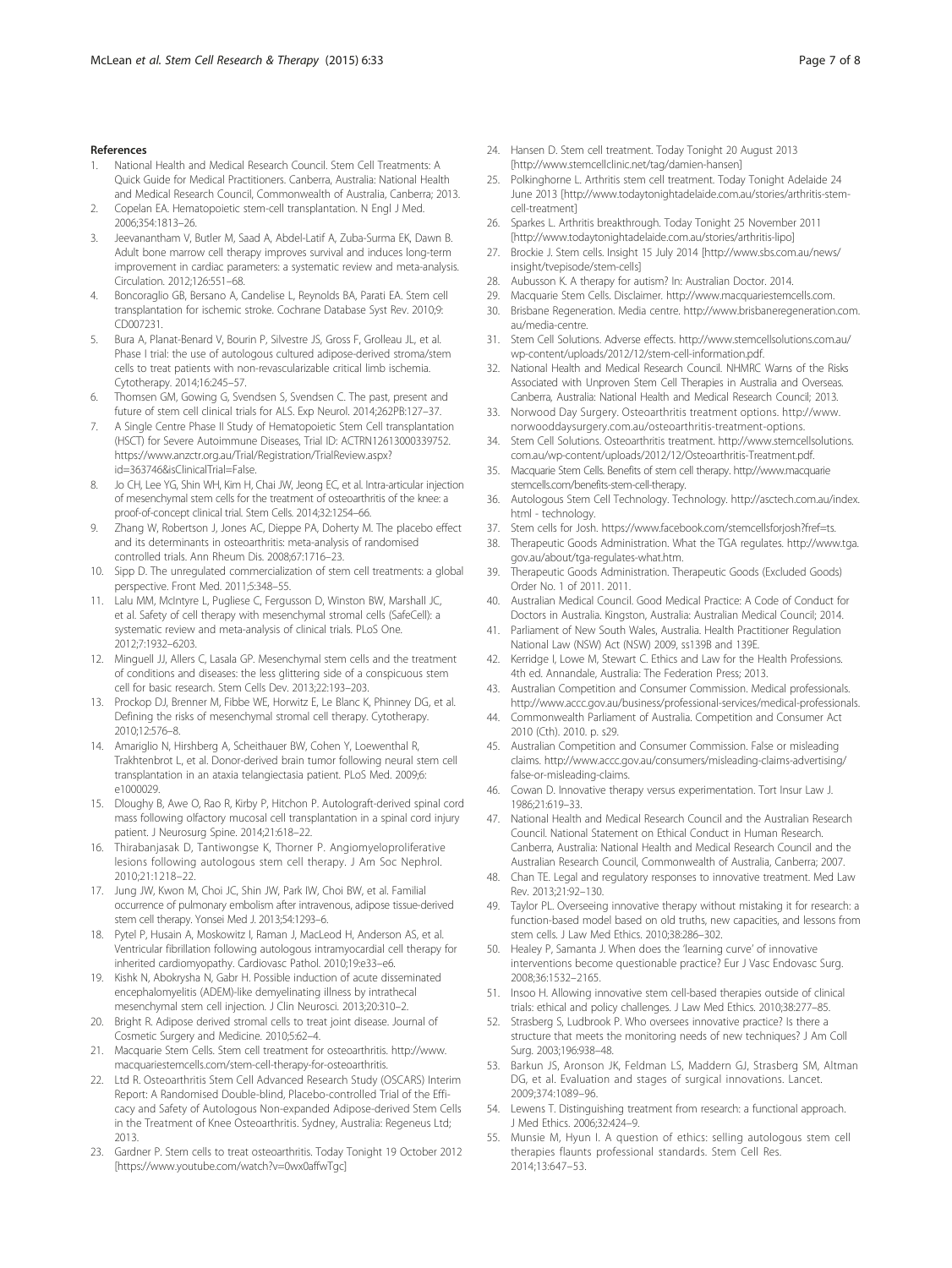## References

1. National Health and Medical Research Council. Stem Cell Treatments: A Quick Guide for Medical Practitioners. Canberra, Australia: National Health and Medical Research Council, Commonwealth of Australia, Canberra; 2013.
2. Copelan EA. Hematopoietic stem-cell transplantation. N Engl J Med. 2006;354:1813–26.
3. Jeevanantham V, Butler M, Saad A, Abdel-Latif A, Zuba-Surma EK, Dawn B. Adult bone marrow cell therapy improves survival and induces long-term improvement in cardiac parameters: a systematic review and meta-analysis. Circulation. 2012;126:551–68.
4. Boncoraglio GB, Bersano A, Candelise L, Reynolds BA, Parati EA. Stem cell transplantation for ischemic stroke. Cochrane Database Syst Rev. 2010;9:CD007231.
5. Bura A, Planat-Benard V, Bourin P, Silvestre JS, Gross F, Grolleau JL, et al. Phase I trial: the use of autologous cultured adipose-derived stroma/stem cells to treat patients with non-revascularizable critical limb ischemia. Cytotherapy. 2014;16:245–57.
6. Thomsen GM, Gowing G, Svendsen S, Svendsen C. The past, present and future of stem cell clinical trials for ALS. Exp Neurol. 2014;262PB:127–37.
7. A Single Centre Phase II Study of Hematopoietic Stem Cell transplantation (HSCT) for Severe Autoimmune Diseases, Trial ID: ACTRN12613000339752. https://www.anzctr.org.au/Trial/Registration/TrialReview.aspx?id=363746&isClinicalTrial=False.
8. Jo CH, Lee YG, Shin WH, Kim H, Chai JW, Jeong EC, et al. Intra-articular injection of mesenchymal stem cells for the treatment of osteoarthritis of the knee: a proof-of-concept clinical trial. Stem Cells. 2014;32:1254–66.
9. Zhang W, Robertson J, Jones AC, Dieppe PA, Doherty M. The placebo effect and its determinants in osteoarthritis: meta-analysis of randomised controlled trials. Ann Rheum Dis. 2008;67:1716–23.
10. Sipp D. The unregulated commercialization of stem cell treatments: a global perspective. Front Med. 2011;5:348–55.
11. Lalu MM, McIntyre L, Pugliese C, Fergusson D, Winston BW, Marshall JC, et al. Safety of cell therapy with mesenchymal stromal cells (SafeCell): a systematic review and meta-analysis of clinical trials. PLoS One. 2012;7:1932–6203.
12. Minguell JJ, Allers C, Lasala GP. Mesenchymal stem cells and the treatment of conditions and diseases: the less glittering side of a conspicuous stem cell for basic research. Stem Cells Dev. 2013;22:193–203.
13. Prockop DJ, Brenner M, Fibbe WE, Horwitz E, Le Blanc K, Phinney DG, et al. Defining the risks of mesenchymal stromal cell therapy. Cytotherapy. 2010;12:576–8.
14. Amariglio N, Hirshberg A, Scheithauer BW, Cohen Y, Loewenthal R, Trakhtenbrot L, et al. Donor-derived brain tumor following neural stem cell transplantation in an ataxia telangiectasia patient. PLoS Med. 2009;6:e1000029.
15. Dloughy B, Awe O, Rao R, Kirby P, Hitchon P. Autograft-derived spinal cord mass following olfactory mucosal cell transplantation in a spinal cord injury patient. J Neurosurg Spine. 2014;21:618–22.
16. Thirabanjasak D, Tantiwongse K, Thorner P. Angiomyeloproliferative lesions following autologous stem cell therapy. J Am Soc Nephrol. 2010;21:1218–22.
17. Jung JW, Kwon M, Choi JC, Shin JW, Park IW, Choi BW, et al. Familial occurrence of pulmonary embolism after intravenous, adipose tissue-derived stem cell therapy. Yonsei Med J. 2013;54:1293–6.
18. Pytel P, Husain A, Moskowitz I, Raman J, MacLeod H, Anderson AS, et al. Ventricular fibrillation following autologous intramyocardial cell therapy for inherited cardiomyopathy. Cardiovasc Pathol. 2010;19:e33–e6.
19. Kishk N, Abokrysha N, Gabr H. Possible induction of acute disseminated encephalomyelitis (ADEM)-like demyelinating illness by intrathecal mesenchymal stem cell injection. J Clin Neurosci. 2013;20:310–2.
20. Bright R. Adipose derived stromal cells to treat joint disease. Journal of Cosmetic Surgery and Medicine. 2010;5:62–4.
21. Macquarie Stem Cells. Stem cell treatment for osteoarthritis. http://www.macquariestemcells.com/stem-cell-therapy-for-osteoarthritis.
22. Ltd R. Osteoarthritis Stem Cell Advanced Research Study (OSCARS) Interim Report: A Randomised Double-blind, Placebo-controlled Trial of the Efficacy and Safety of Autologous Non-expanded Adipose-derived Stem Cells in the Treatment of Knee Osteoarthritis. Sydney, Australia: Regeneus Ltd; 2013.
23. Gardner P. Stem cells to treat osteoarthritis. Today Tonight 19 October 2012 [https://www.youtube.com/watch?v=0wx0affwTgc]
24. Hansen D. Stem cell treatment. Today Tonight 20 August 2013 [http://www.stemcellclinic.net/tag/damien-hansen]
25. Polkinghorne L. Arthritis stem cell treatment. Today Tonight Adelaide 24 June 2013 [http://www.todaytonightadelaide.com.au/stories/arthritis-stem-cell-treatment]
26. Sparkes L. Arthritis breakthrough. Today Tonight 25 November 2011 [http://www.todaytonightadelaide.com.au/stories/arthritis-lipo]
27. Brockie J. Stem cells. Insight 15 July 2014 [http://www.sbs.com.au/news/insight/tvepisode/stem-cells]
28. Aubusson K. A therapy for autism? In: Australian Doctor. 2014.
29. Macquarie Stem Cells. Disclaimer. http://www.macquariestemcells.com.
30. Brisbane Regeneration. Media centre. http://www.brisbaneregeneration.com.au/media-centre.
31. Stem Cell Solutions. Adverse effects. http://www.stemcellsolutions.com.au/wp-content/uploads/2012/12/stem-cell-information.pdf.
32. National Health and Medical Research Council. NHMRC Warns of the Risks Associated with Unproven Stem Cell Therapies in Australia and Overseas. Canberra, Australia: National Health and Medical Research Council; 2013.
33. Norwood Day Surgery. Osteoarthritis treatment options. http://www.norwooddaysurgery.com.au/osteoarthritis-treatment-options.
34. Stem Cell Solutions. Osteoarthritis treatment. http://www.stemcellsolutions.com.au/wp-content/uploads/2012/12/Osteoarthritis-Treatment.pdf.
35. Macquarie Stem Cells. Benefits of stem cell therapy. http://www.macquariestemcells.com/benefits-stem-cell-therapy.
36. Autologous Stem Cell Technology. Technology. http://asctech.com.au/index.html - technology.
37. Stem cells for Josh. https://www.facebook.com/stemcellsforjosh?fref=ts.
38. Therapeutic Goods Administration. What the TGA regulates. http://www.tga.gov.au/about/tga-regulates-what.htm.
39. Therapeutic Goods Administration. Therapeutic Goods (Excluded Goods) Order No. 1 of 2011. 2011.
40. Australian Medical Council. Good Medical Practice: A Code of Conduct for Doctors in Australia. Kingston, Australia: Australian Medical Council; 2014.
41. Parliament of New South Wales, Australia. Health Practitioner Regulation National Law (NSW) Act (NSW) 2009, ss139B and 139E.
42. Kerridge I, Lowe M, Stewart C. Ethics and Law for the Health Professions. 4th ed. Annandale, Australia: The Federation Press; 2013.
43. Australian Competition and Consumer Commission. Medical professionals. http://www.accc.gov.au/business/professional-services/medical-professionals.
44. Commonwealth Parliament of Australia. Competition and Consumer Act 2010 (Cth). 2010. p. s29.
45. Australian Competition and Consumer Commission. False or misleading claims. http://www.accc.gov.au/consumers/misleading-claims-advertising/false-or-misleading-claims.
46. Cowan D. Innovative therapy versus experimentation. Tort Insur Law J. 1986;21:619–33.
47. National Health and Medical Research Council and the Australian Research Council. National Statement on Ethical Conduct in Human Research. Canberra, Australia: National Health and Medical Research Council and the Australian Research Council, Commonwealth of Australia, Canberra; 2007.
48. Chan TE. Legal and regulatory responses to innovative treatment. Med Law Rev. 2013;21:92–130.
49. Taylor PL. Overseeing innovative therapy without mistaking it for research: a function-based model based on old truths, new capacities, and lessons from stem cells. J Law Med Ethics. 2010;38:286–302.
50. Healey P, Samanta J. When does the 'learning curve' of innovative interventions become questionable practice? Eur J Vasc Endovasc Surg. 2008;36:1532–2165.
51. Insoo H. Allowing innovative stem cell-based therapies outside of clinical trials: ethical and policy challenges. J Law Med Ethics. 2010;38:277–85.
52. Strasberg S, Ludbrook P. Who oversees innovative practice? Is there a structure that meets the monitoring needs of new techniques? J Am Coll Surg. 2003;196:938–48.
53. Barkun JS, Aronson JK, Feldman LS, Maddern GJ, Strasberg SM, Altman DG, et al. Evaluation and stages of surgical innovations. Lancet. 2009;374:1089–96.
54. Lewens T. Distinguishing treatment from research: a functional approach. J Med Ethics. 2006;32:424–9.
55. Munsie M, Hyun I. A question of ethics: selling autologous stem cell therapies flaunts professional standards. Stem Cell Res. 2014;13:647–53.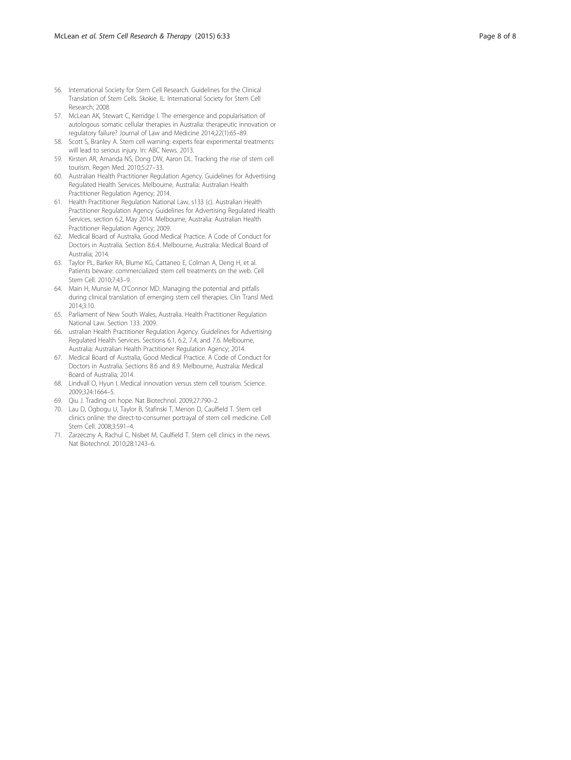56. International Society for Stem Cell Research. Guidelines for the Clinical Translation of Stem Cells. Skokie, IL: International Society for Stem Cell Research; 2008.
57. McLean AK, Stewart C, Kerridge I. The emergence and popularisation of autologous somatic cellular therapies in Australia: therapeutic innovation or regulatory failure? Journal of Law and Medicine 2014;22(1):65–89.
58. Scott S, Branley A. Stem cell warning: experts fear experimental treatments will lead to serious injury. In: ABC News. 2013.
59. Kirsten AR, Amanda NS, Dong DW, Aaron DL. Tracking the rise of stem cell tourism. Regen Med. 2010;5:27–33.
60. Australian Health Practitioner Regulation Agency. Guidelines for Advertising Regulated Health Services. Melbourne, Australia: Australian Health Practitioner Regulation Agency; 2014.
61. Health Practitioner Regulation National Law, s133 (c). Australian Health Practitioner Regulation Agency Guidelines for Advertising Regulated Health Services, section 6.2, May 2014. Melbourne, Australia: Australian Health Practitioner Regulation Agency; 2009.
62. Medical Board of Australia, Good Medical Practice. A Code of Conduct for Doctors in Australia. Section 8.6.4. Melbourne, Australia: Medical Board of Australia; 2014.
63. Taylor PL, Barker RA, Blume KG, Cattaneo E, Colman A, Deng H, et al. Patients beware: commercialized stem cell treatments on the web. Cell Stem Cell. 2010;7:43–9.
64. Main H, Munsie M, O'Connor MD. Managing the potential and pitfalls during clinical translation of emerging stem cell therapies. Clin Transl Med. 2014;3:10.
65. Parliament of New South Wales, Australia. Health Practitioner Regulation National Law. Section 133. 2009.
66. ustralian Health Practitioner Regulation Agency. Guidelines for Advertising Regulated Health Services. Sections 6.1, 6.2, 7.4, and 7.6. Melbourne, Australia: Australian Health Practitioner Regulation Agency; 2014.
67. Medical Board of Australia, Good Medical Practice. A Code of Conduct for Doctors in Australia. Sections 8.6 and 8.9. Melbourne, Australia: Medical Board of Australia; 2014.
68. Lindvall O, Hyun I. Medical innovation versus stem cell tourism. Science. 2009;324:1664–5.
69. Qiu J. Trading on hope. Nat Biotechnol. 2009;27:790–2.
70. Lau D, Ogbogu U, Taylor B, Stafinski T, Menon D, Caulfield T. Stem cell clinics online: the direct-to-consumer portrayal of stem cell medicine. Cell Stem Cell. 2008;3:591–4.
71. Zarzeczny A, Rachul C, Nisbet M, Caulfield T. Stem cell clinics in the news. Nat Biotechnol. 2010;28:1243–6.